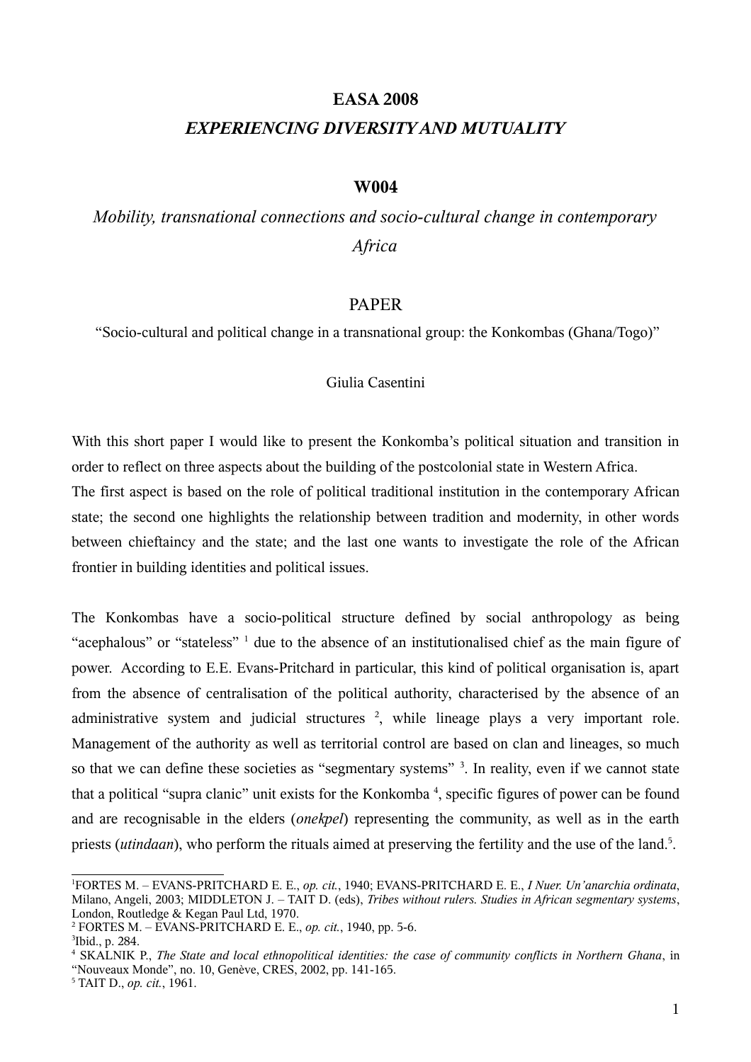**EASA 2008**

***EXPERIENCING DIVERSITY AND MUTUALITY***

**W004**

*Mobility, transnational connections and socio-cultural change in contemporary Africa*

PAPER

"Socio-cultural and political change in a transnational group: the Konkombas (Ghana/Togo)"

Giulia Casentini

With this short paper I would like to present the Konkomba's political situation and transition in order to reflect on three aspects about the building of the postcolonial state in Western Africa.
The first aspect is based on the role of political traditional institution in the contemporary African state; the second one highlights the relationship between tradition and modernity, in other words between chieftaincy and the state; and the last one wants to investigate the role of the African frontier in building identities and political issues.

The Konkombas have a socio-political structure defined by social anthropology as being "acephalous" or "stateless" [1] due to the absence of an institutionalised chief as the main figure of power. According to E.E. Evans-Pritchard in particular, this kind of political organisation is, apart from the absence of centralisation of the political authority, characterised by the absence of an administrative system and judicial structures [2], while lineage plays a very important role. Management of the authority as well as territorial control are based on clan and lineages, so much so that we can define these societies as "segmentary systems" [3]. In reality, even if we cannot state that a political "supra clanic" unit exists for the Konkomba [4], specific figures of power can be found and are recognisable in the elders (*onekpel*) representing the community, as well as in the earth priests (*utindaan*), who perform the rituals aimed at preserving the fertility and the use of the land.[5].

---

[1] FORTES M. – EVANS-PRITCHARD E. E., *op. cit.*, 1940; EVANS-PRITCHARD E. E., *I Nuer. Un'anarchia ordinata*, Milano, Angeli, 2003; MIDDLETON J. – TAIT D. (eds), *Tribes without rulers. Studies in African segmentary systems*, London, Routledge & Kegan Paul Ltd, 1970.

[2] FORTES M. – EVANS-PRITCHARD E. E., *op. cit.*, 1940, pp. 5-6.

[3] Ibid., p. 284.

[4] SKALNIK P., *The State and local ethnopolitical identities: the case of community conflicts in Northern Ghana*, in "Nouveaux Monde", no. 10, Genève, CRES, 2002, pp. 141-165.

[5] TAIT D., *op. cit.*, 1961.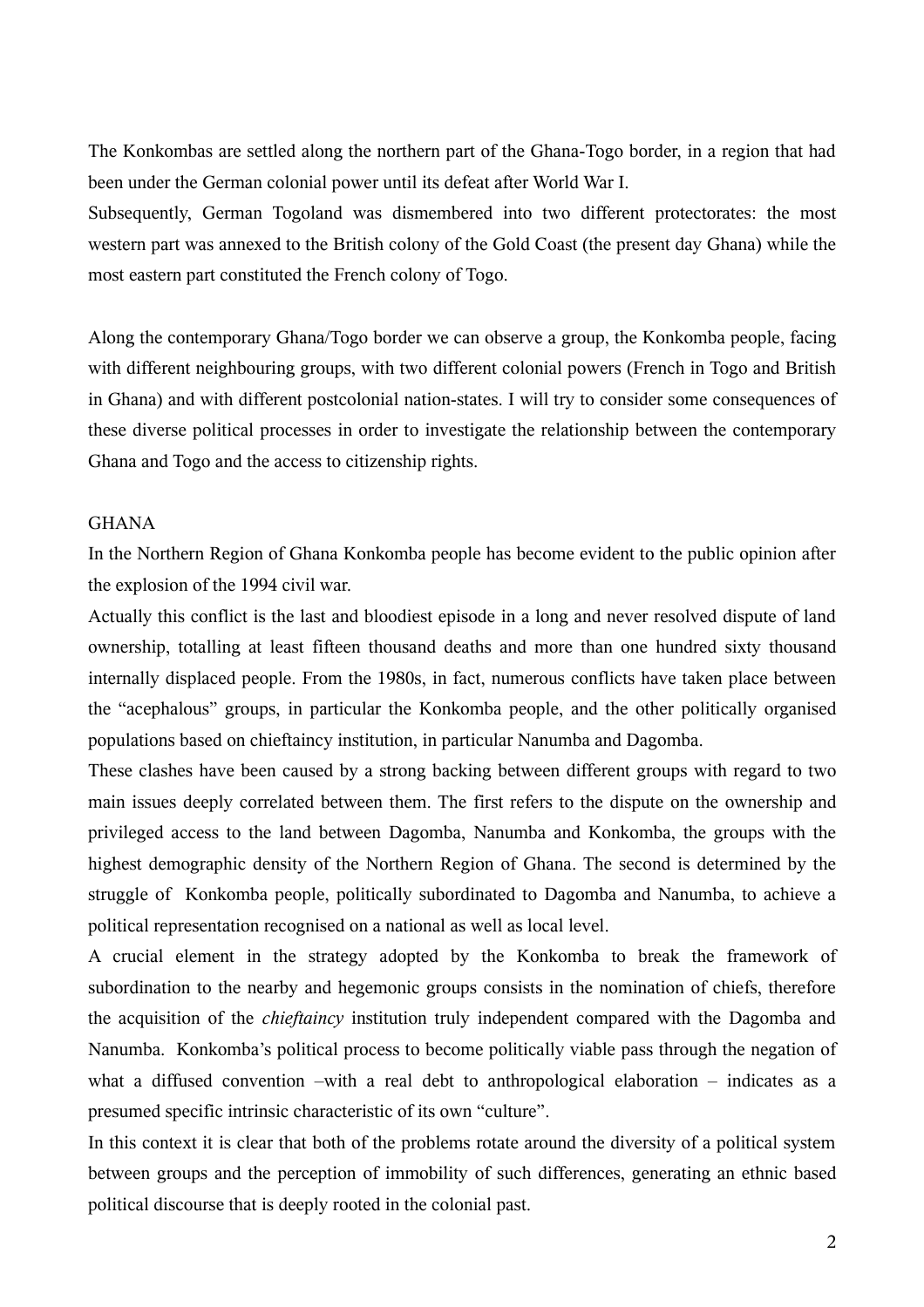The Konkombas are settled along the northern part of the Ghana-Togo border, in a region that had been under the German colonial power until its defeat after World War I.
Subsequently, German Togoland was dismembered into two different protectorates: the most western part was annexed to the British colony of the Gold Coast (the present day Ghana) while the most eastern part constituted the French colony of Togo.

Along the contemporary Ghana/Togo border we can observe a group, the Konkomba people, facing with different neighbouring groups, with two different colonial powers (French in Togo and British in Ghana) and with different postcolonial nation-states. I will try to consider some consequences of these diverse political processes in order to investigate the relationship between the contemporary Ghana and Togo and the access to citizenship rights.

## GHANA

In the Northern Region of Ghana Konkomba people has become evident to the public opinion after the explosion of the 1994 civil war.
Actually this conflict is the last and bloodiest episode in a long and never resolved dispute of land ownership, totalling at least fifteen thousand deaths and more than one hundred sixty thousand internally displaced people. From the 1980s, in fact, numerous conflicts have taken place between the "acephalous" groups, in particular the Konkomba people, and the other politically organised populations based on chieftaincy institution, in particular Nanumba and Dagomba.
These clashes have been caused by a strong backing between different groups with regard to two main issues deeply correlated between them. The first refers to the dispute on the ownership and privileged access to the land between Dagomba, Nanumba and Konkomba, the groups with the highest demographic density of the Northern Region of Ghana. The second is determined by the struggle of Konkomba people, politically subordinated to Dagomba and Nanumba, to achieve a political representation recognised on a national as well as local level.
A crucial element in the strategy adopted by the Konkomba to break the framework of subordination to the nearby and hegemonic groups consists in the nomination of chiefs, therefore the acquisition of the *chieftaincy* institution truly independent compared with the Dagomba and Nanumba. Konkomba's political process to become politically viable pass through the negation of what a diffused convention –with a real debt to anthropological elaboration – indicates as a presumed specific intrinsic characteristic of its own "culture".
In this context it is clear that both of the problems rotate around the diversity of a political system between groups and the perception of immobility of such differences, generating an ethnic based political discourse that is deeply rooted in the colonial past.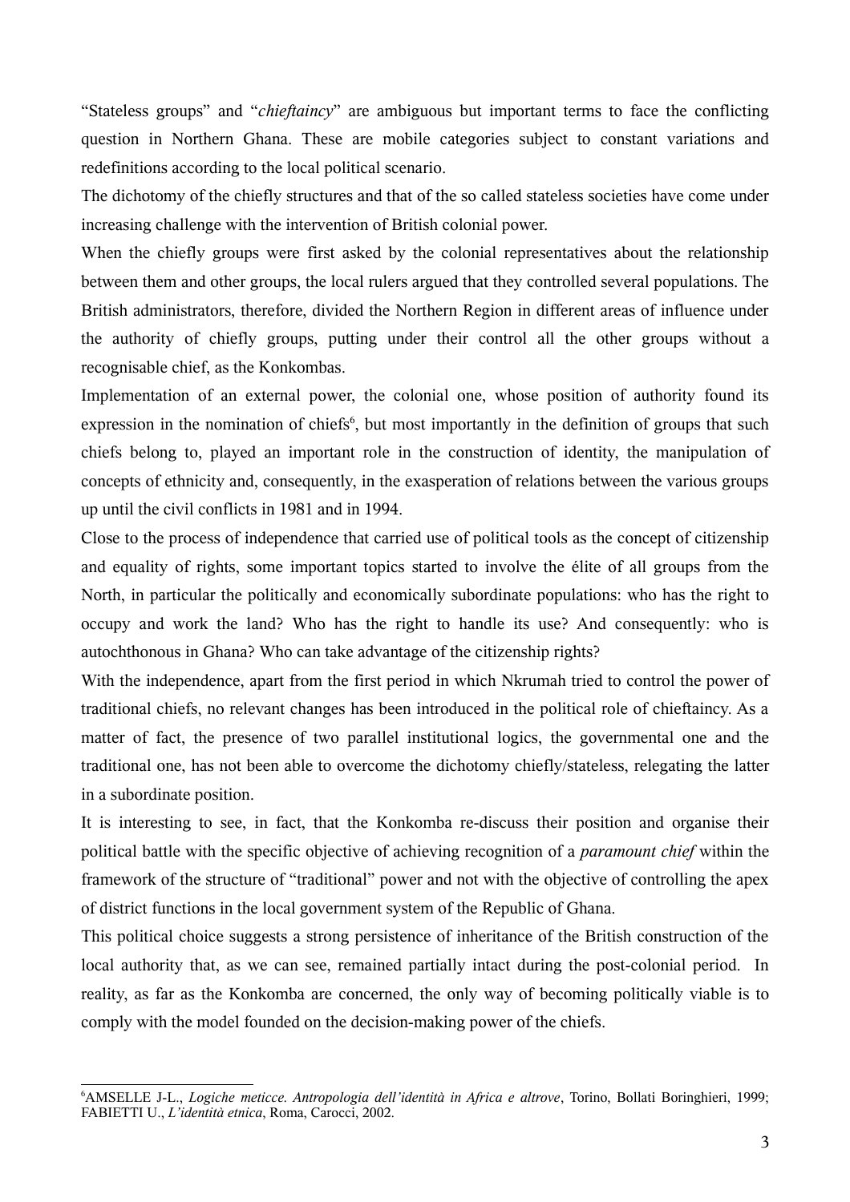“Stateless groups” and “*chieftaincy*” are ambiguous but important terms to face the conflicting question in Northern Ghana. These are mobile categories subject to constant variations and redefinitions according to the local political scenario.

The dichotomy of the chiefly structures and that of the so called stateless societies have come under increasing challenge with the intervention of British colonial power.

When the chiefly groups were first asked by the colonial representatives about the relationship between them and other groups, the local rulers argued that they controlled several populations. The British administrators, therefore, divided the Northern Region in different areas of influence under the authority of chiefly groups, putting under their control all the other groups without a recognisable chief, as the Konkombas.

Implementation of an external power, the colonial one, whose position of authority found its expression in the nomination of chiefs[6], but most importantly in the definition of groups that such chiefs belong to, played an important role in the construction of identity, the manipulation of concepts of ethnicity and, consequently, in the exasperation of relations between the various groups up until the civil conflicts in 1981 and in 1994.

Close to the process of independence that carried use of political tools as the concept of citizenship and equality of rights, some important topics started to involve the élite of all groups from the North, in particular the politically and economically subordinate populations: who has the right to occupy and work the land? Who has the right to handle its use? And consequently: who is autochthonous in Ghana? Who can take advantage of the citizenship rights?

With the independence, apart from the first period in which Nkrumah tried to control the power of traditional chiefs, no relevant changes has been introduced in the political role of chieftaincy. As a matter of fact, the presence of two parallel institutional logics, the governmental one and the traditional one, has not been able to overcome the dichotomy chiefly/stateless, relegating the latter in a subordinate position.

It is interesting to see, in fact, that the Konkomba re-discuss their position and organise their political battle with the specific objective of achieving recognition of a *paramount chief* within the framework of the structure of “traditional” power and not with the objective of controlling the apex of district functions in the local government system of the Republic of Ghana.

This political choice suggests a strong persistence of inheritance of the British construction of the local authority that, as we can see, remained partially intact during the post-colonial period. In reality, as far as the Konkomba are concerned, the only way of becoming politically viable is to comply with the model founded on the decision-making power of the chiefs.

---

[6] AMSELLE J-L., *Logiche meticce. Antropologia dell’identità in Africa e altrove*, Torino, Bollati Boringhieri, 1999; FABIETTI U., *L’identità etnica*, Roma, Carocci, 2002.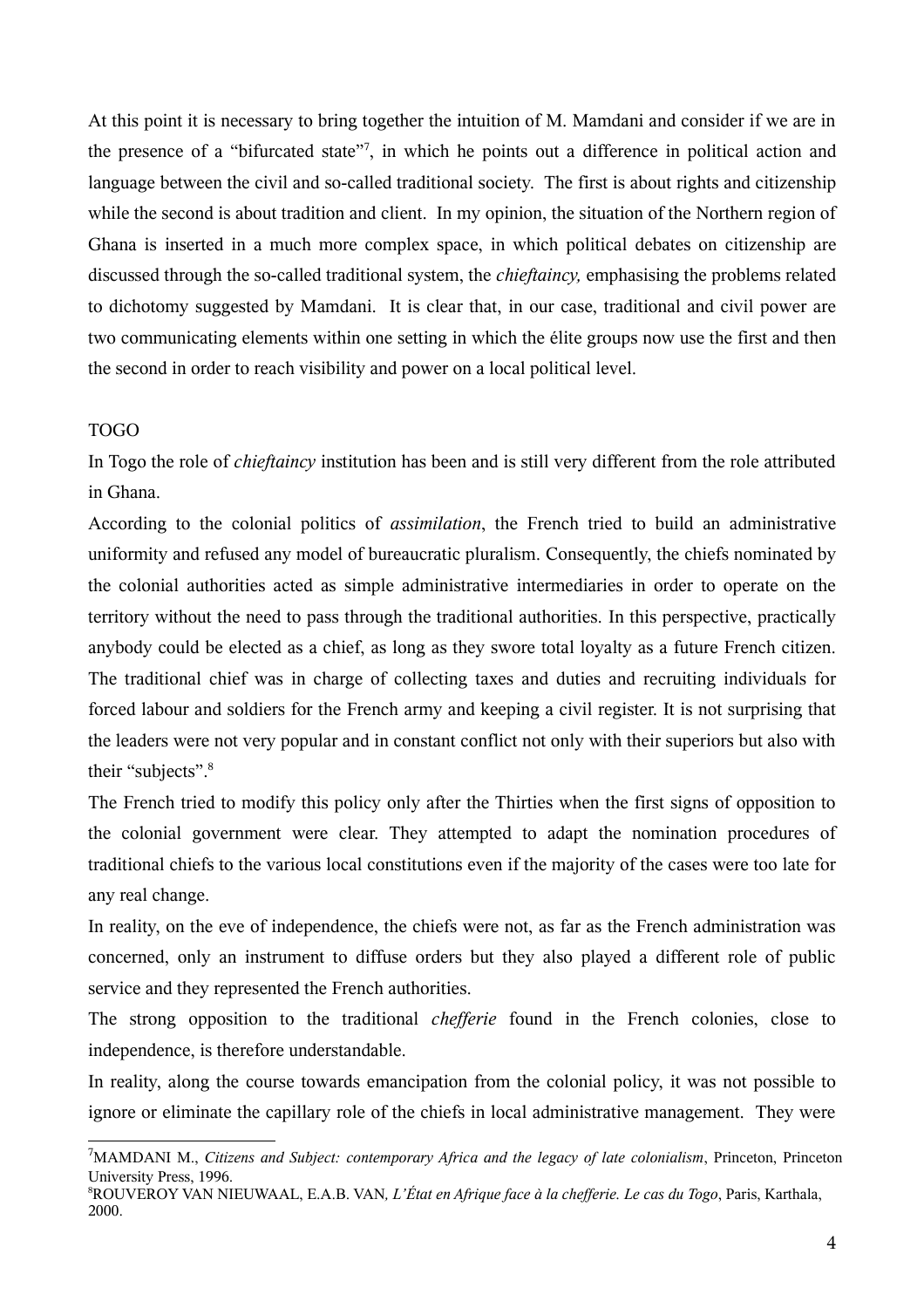At this point it is necessary to bring together the intuition of M. Mamdani and consider if we are in the presence of a "bifurcated state"[7], in which he points out a difference in political action and language between the civil and so-called traditional society. The first is about rights and citizenship while the second is about tradition and client. In my opinion, the situation of the Northern region of Ghana is inserted in a much more complex space, in which political debates on citizenship are discussed through the so-called traditional system, the *chieftaincy,* emphasising the problems related to dichotomy suggested by Mamdani. It is clear that, in our case, traditional and civil power are two communicating elements within one setting in which the élite groups now use the first and then the second in order to reach visibility and power on a local political level.

## TOGO

In Togo the role of *chieftaincy* institution has been and is still very different from the role attributed in Ghana.

According to the colonial politics of *assimilation*, the French tried to build an administrative uniformity and refused any model of bureaucratic pluralism. Consequently, the chiefs nominated by the colonial authorities acted as simple administrative intermediaries in order to operate on the territory without the need to pass through the traditional authorities. In this perspective, practically anybody could be elected as a chief, as long as they swore total loyalty as a future French citizen. The traditional chief was in charge of collecting taxes and duties and recruiting individuals for forced labour and soldiers for the French army and keeping a civil register. It is not surprising that the leaders were not very popular and in constant conflict not only with their superiors but also with their "subjects".[8]

The French tried to modify this policy only after the Thirties when the first signs of opposition to the colonial government were clear. They attempted to adapt the nomination procedures of traditional chiefs to the various local constitutions even if the majority of the cases were too late for any real change.

In reality, on the eve of independence, the chiefs were not, as far as the French administration was concerned, only an instrument to diffuse orders but they also played a different role of public service and they represented the French authorities.

The strong opposition to the traditional *chefferie* found in the French colonies, close to independence, is therefore understandable.

In reality, along the course towards emancipation from the colonial policy, it was not possible to ignore or eliminate the capillary role of the chiefs in local administrative management. They were

---

[7] MAMDANI M., *Citizens and Subject: contemporary Africa and the legacy of late colonialism*, Princeton, Princeton University Press, 1996.

[8] ROUVEROY VAN NIEUWAAL, E.A.B. VAN*, L'État en Afrique face à la chefferie. Le cas du Togo*, Paris, Karthala, 2000.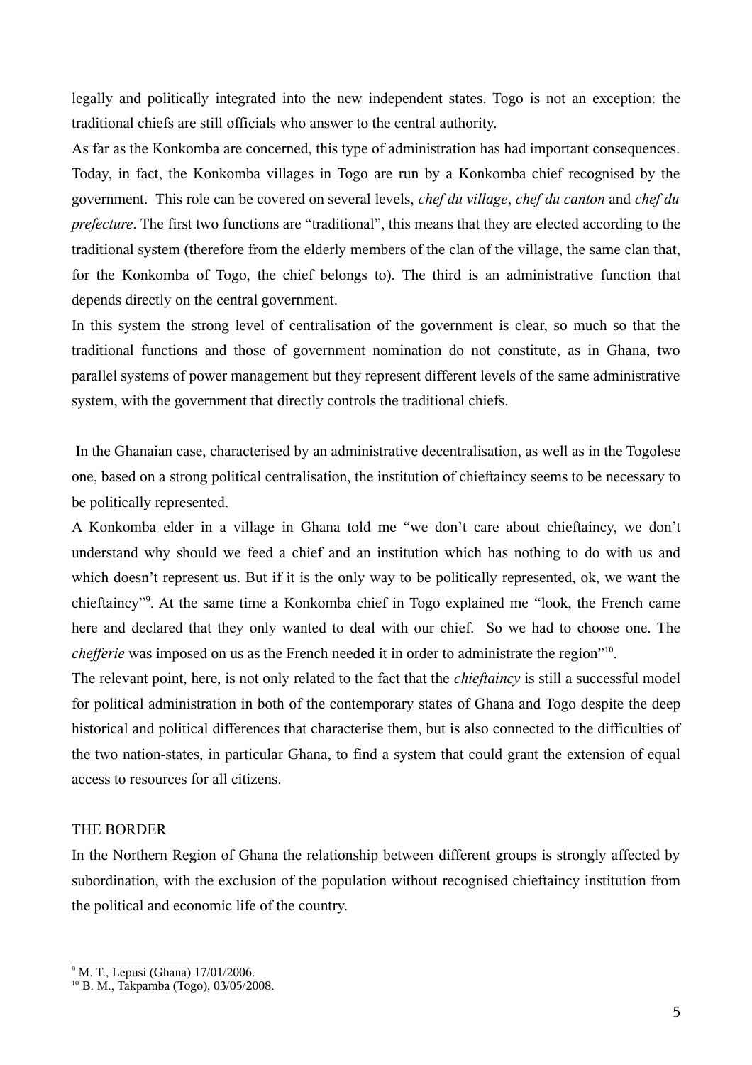legally and politically integrated into the new independent states. Togo is not an exception: the traditional chiefs are still officials who answer to the central authority.

As far as the Konkomba are concerned, this type of administration has had important consequences. Today, in fact, the Konkomba villages in Togo are run by a Konkomba chief recognised by the government. This role can be covered on several levels, *chef du village*, *chef du canton* and *chef du prefecture*. The first two functions are "traditional", this means that they are elected according to the traditional system (therefore from the elderly members of the clan of the village, the same clan that, for the Konkomba of Togo, the chief belongs to). The third is an administrative function that depends directly on the central government.

In this system the strong level of centralisation of the government is clear, so much so that the traditional functions and those of government nomination do not constitute, as in Ghana, two parallel systems of power management but they represent different levels of the same administrative system, with the government that directly controls the traditional chiefs.

In the Ghanaian case, characterised by an administrative decentralisation, as well as in the Togolese one, based on a strong political centralisation, the institution of chieftaincy seems to be necessary to be politically represented.

A Konkomba elder in a village in Ghana told me "we don't care about chieftaincy, we don't understand why should we feed a chief and an institution which has nothing to do with us and which doesn't represent us. But if it is the only way to be politically represented, ok, we want the chieftaincy"[9]. At the same time a Konkomba chief in Togo explained me "look, the French came here and declared that they only wanted to deal with our chief. So we had to choose one. The *chefferie* was imposed on us as the French needed it in order to administrate the region"[10].

The relevant point, here, is not only related to the fact that the *chieftaincy* is still a successful model for political administration in both of the contemporary states of Ghana and Togo despite the deep historical and political differences that characterise them, but is also connected to the difficulties of the two nation-states, in particular Ghana, to find a system that could grant the extension of equal access to resources for all citizens.

## THE BORDER

In the Northern Region of Ghana the relationship between different groups is strongly affected by subordination, with the exclusion of the population without recognised chieftaincy institution from the political and economic life of the country.

---

[9] M. T., Lepusi (Ghana) 17/01/2006.

[10] B. M., Takpamba (Togo), 03/05/2008.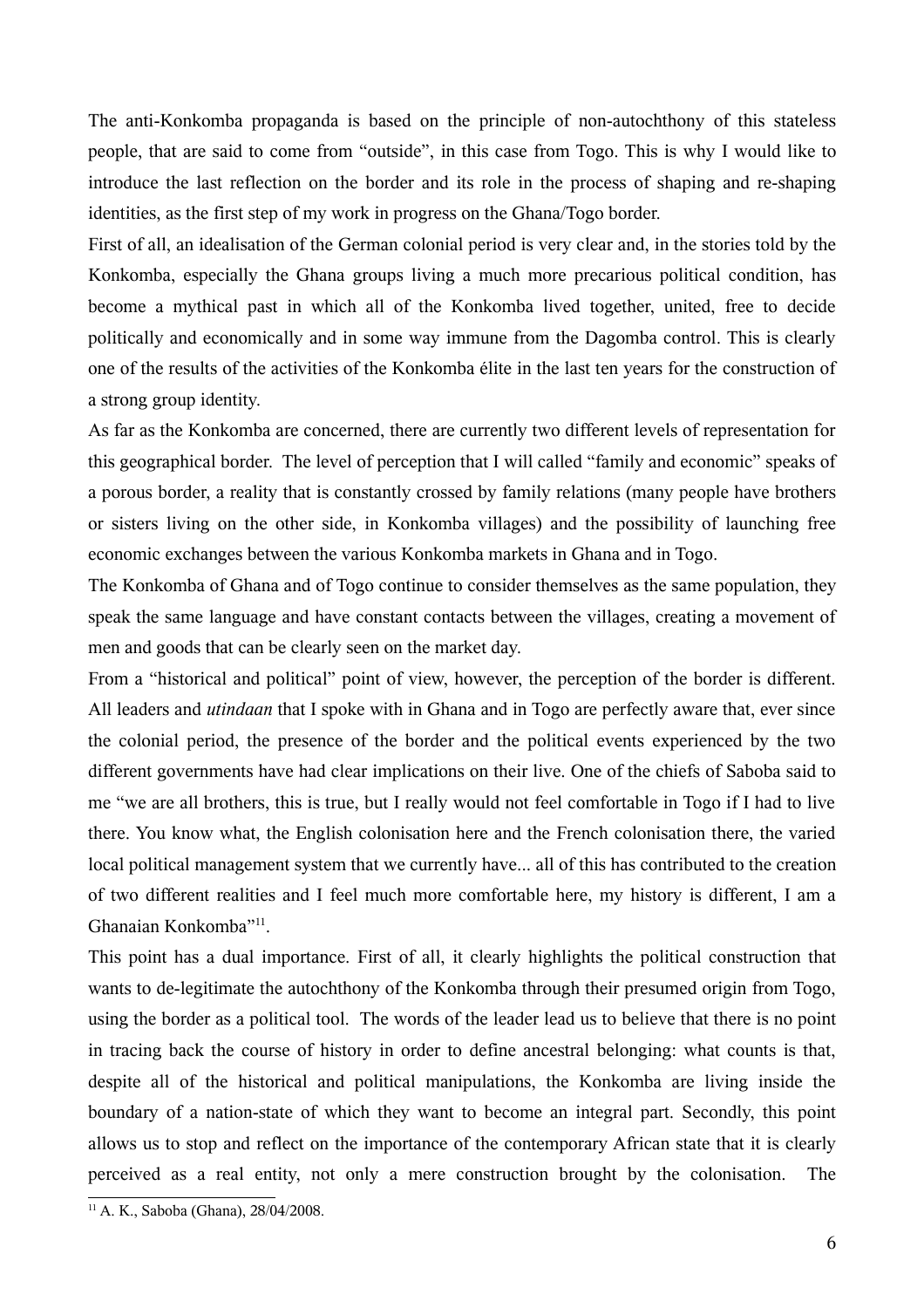The anti-Konkomba propaganda is based on the principle of non-autochthony of this stateless people, that are said to come from "outside", in this case from Togo. This is why I would like to introduce the last reflection on the border and its role in the process of shaping and re-shaping identities, as the first step of my work in progress on the Ghana/Togo border.

First of all, an idealisation of the German colonial period is very clear and, in the stories told by the Konkomba, especially the Ghana groups living a much more precarious political condition, has become a mythical past in which all of the Konkomba lived together, united, free to decide politically and economically and in some way immune from the Dagomba control. This is clearly one of the results of the activities of the Konkomba élite in the last ten years for the construction of a strong group identity.

As far as the Konkomba are concerned, there are currently two different levels of representation for this geographical border. The level of perception that I will called "family and economic" speaks of a porous border, a reality that is constantly crossed by family relations (many people have brothers or sisters living on the other side, in Konkomba villages) and the possibility of launching free economic exchanges between the various Konkomba markets in Ghana and in Togo.

The Konkomba of Ghana and of Togo continue to consider themselves as the same population, they speak the same language and have constant contacts between the villages, creating a movement of men and goods that can be clearly seen on the market day.

From a "historical and political" point of view, however, the perception of the border is different. All leaders and *utindaan* that I spoke with in Ghana and in Togo are perfectly aware that, ever since the colonial period, the presence of the border and the political events experienced by the two different governments have had clear implications on their live. One of the chiefs of Saboba said to me "we are all brothers, this is true, but I really would not feel comfortable in Togo if I had to live there. You know what, the English colonisation here and the French colonisation there, the varied local political management system that we currently have... all of this has contributed to the creation of two different realities and I feel much more comfortable here, my history is different, I am a Ghanaian Konkomba"[11].

This point has a dual importance. First of all, it clearly highlights the political construction that wants to de-legitimate the autochthony of the Konkomba through their presumed origin from Togo, using the border as a political tool. The words of the leader lead us to believe that there is no point in tracing back the course of history in order to define ancestral belonging: what counts is that, despite all of the historical and political manipulations, the Konkomba are living inside the boundary of a nation-state of which they want to become an integral part. Secondly, this point allows us to stop and reflect on the importance of the contemporary African state that it is clearly perceived as a real entity, not only a mere construction brought by the colonisation. The

[11] A. K., Saboba (Ghana), 28/04/2008.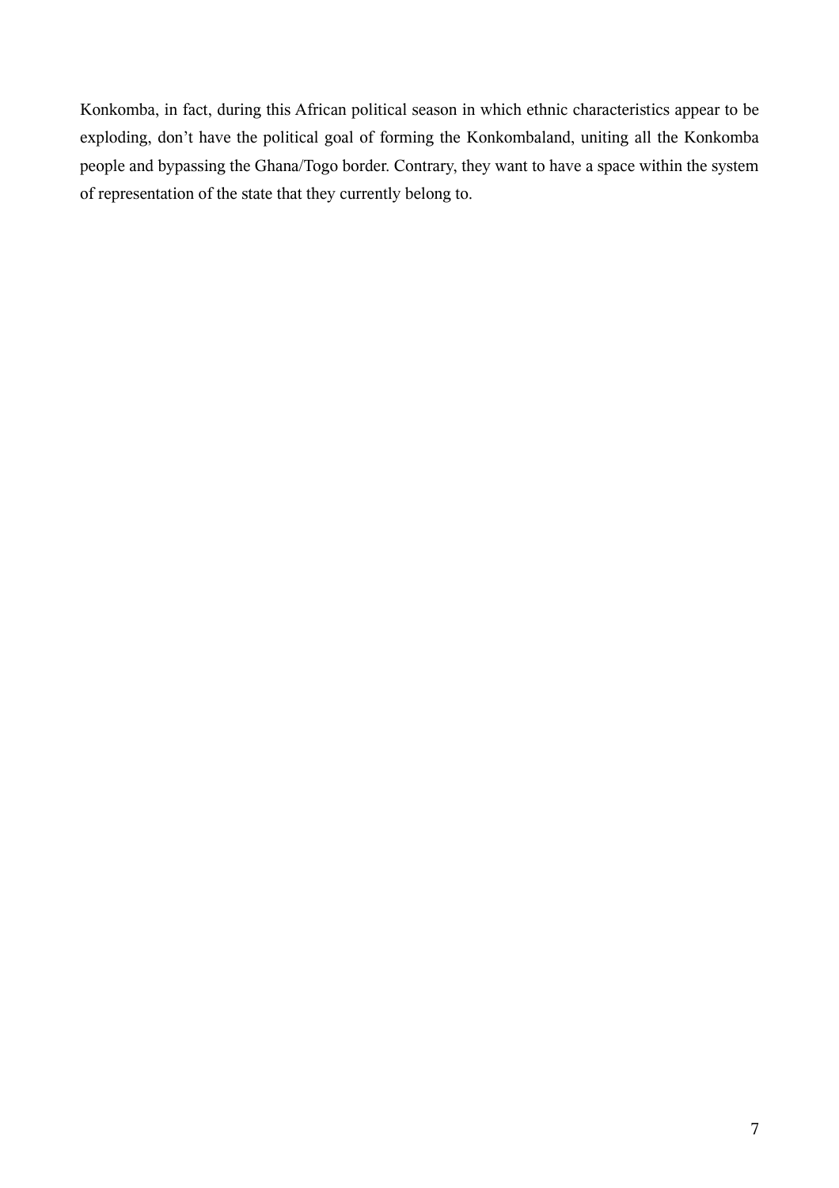Konkomba, in fact, during this African political season in which ethnic characteristics appear to be exploding, don't have the political goal of forming the Konkombaland, uniting all the Konkomba people and bypassing the Ghana/Togo border. Contrary, they want to have a space within the system of representation of the state that they currently belong to.